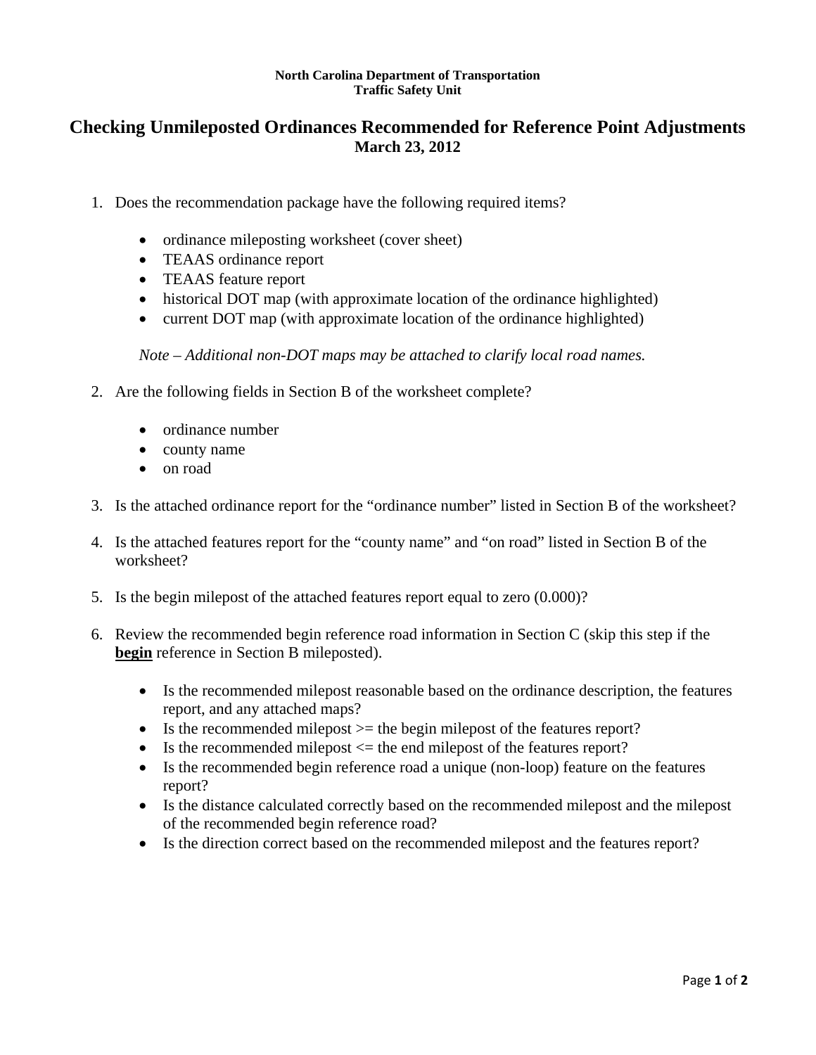**North Carolina Department of Transportation**
**Traffic Safety Unit**

# Checking Unmileposted Ordinances Recommended for Reference Point Adjustments

**March 23, 2012**

1. Does the recommendation package have the following required items?

    - ordinance mileposting worksheet (cover sheet)
    - TEAAS ordinance report
    - TEAAS feature report
    - historical DOT map (with approximate location of the ordinance highlighted)
    - current DOT map (with approximate location of the ordinance highlighted)

    *Note – Additional non-DOT maps may be attached to clarify local road names.*

2. Are the following fields in Section B of the worksheet complete?

    - ordinance number
    - county name
    - on road

3. Is the attached ordinance report for the "ordinance number" listed in Section B of the worksheet?

4. Is the attached features report for the "county name" and "on road" listed in Section B of the worksheet?

5. Is the begin milepost of the attached features report equal to zero (0.000)?

6. Review the recommended begin reference road information in Section C (skip this step if the **<u>begin</u>** reference in Section B mileposted).

    - Is the recommended milepost reasonable based on the ordinance description, the features report, and any attached maps?
    - Is the recommended milepost >= the begin milepost of the features report?
    - Is the recommended milepost <= the end milepost of the features report?
    - Is the recommended begin reference road a unique (non-loop) feature on the features report?
    - Is the distance calculated correctly based on the recommended milepost and the milepost of the recommended begin reference road?
    - Is the direction correct based on the recommended milepost and the features report?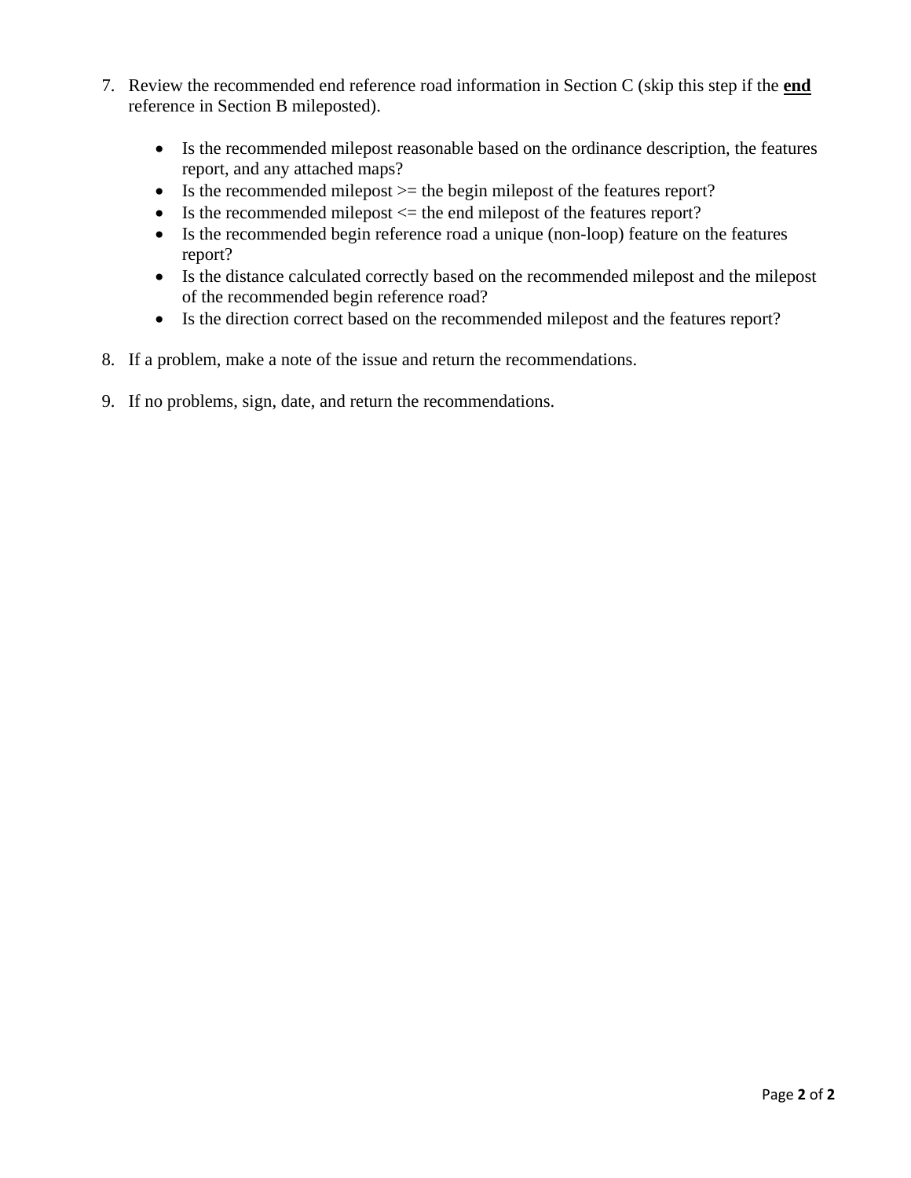7. Review the recommended end reference road information in Section C (skip this step if the **end** reference in Section B mileposted).

   - Is the recommended milepost reasonable based on the ordinance description, the features report, and any attached maps?
   - Is the recommended milepost >= the begin milepost of the features report?
   - Is the recommended milepost <= the end milepost of the features report?
   - Is the recommended begin reference road a unique (non-loop) feature on the features report?
   - Is the distance calculated correctly based on the recommended milepost and the milepost of the recommended begin reference road?
   - Is the direction correct based on the recommended milepost and the features report?

8. If a problem, make a note of the issue and return the recommendations.

9. If no problems, sign, date, and return the recommendations.